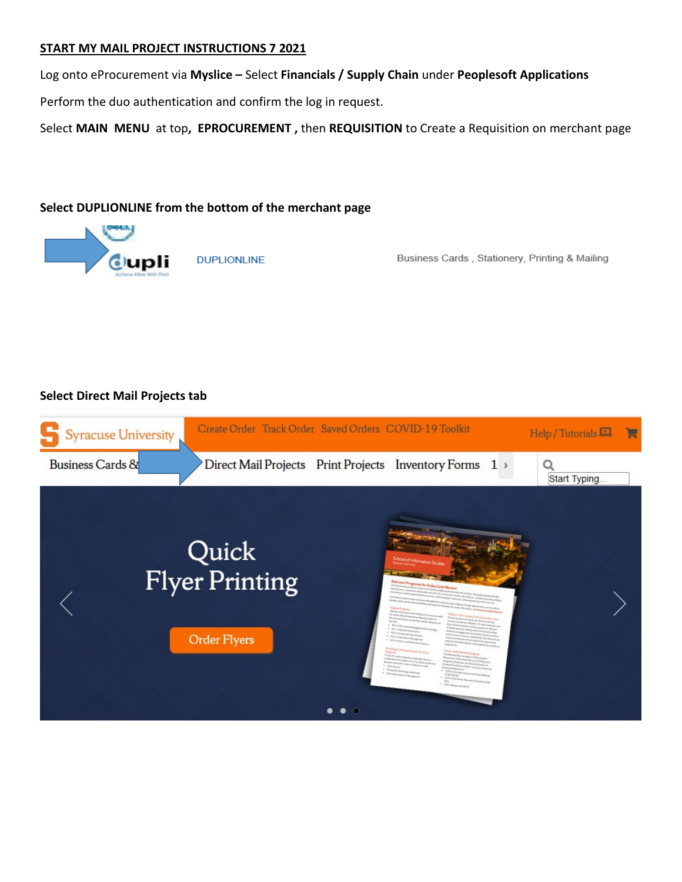**START MY MAIL PROJECT INSTRUCTIONS 7 2021**

Log onto eProcurement via **Myslice –** Select **Financials / Supply Chain** under **Peoplesoft Applications**

Perform the duo authentication and confirm the log in request.

Select **MAIN MENU** at top**, EPROCUREMENT ,** then **REQUISITION** to Create a Requisition on merchant page

**Select DUPLIONLINE from the bottom of the merchant page**

**Select Direct Mail Projects tab**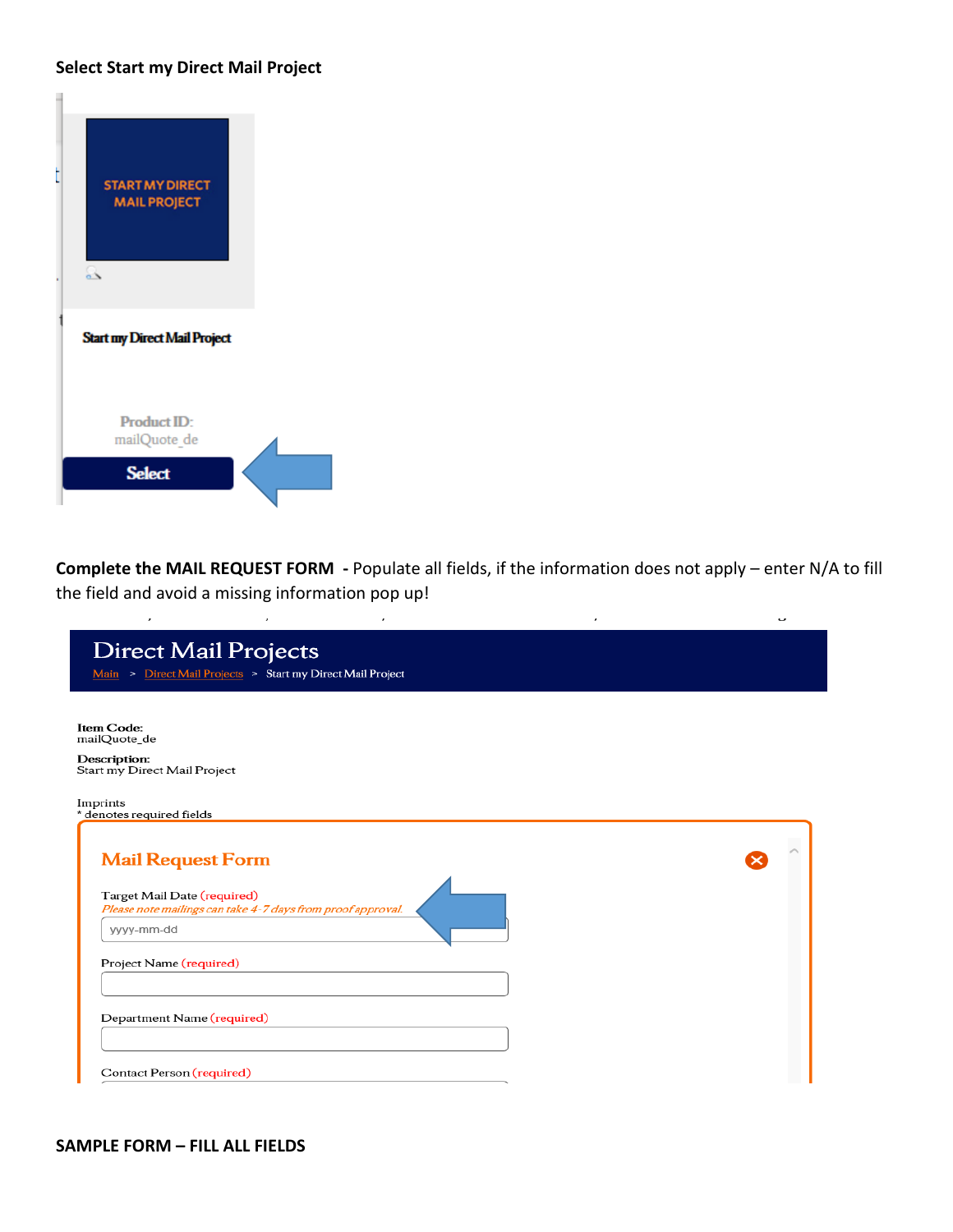**Select Start my Direct Mail Project**

START MY DIRECT MAIL PROJECT

Start my Direct Mail Project

Product ID:
mailQuote_de

Select

**Complete the MAIL REQUEST FORM** - Populate all fields, if the information does not apply – enter N/A to fill the field and avoid a missing information pop up!

Direct Mail Projects

Main > Direct Mail Projects > Start my Direct Mail Project

**Item Code:**
mailQuote_de

**Description:**
Start my Direct Mail Project

Imprints
* denotes required fields

Mail Request Form

Target Mail Date (required)
*Please note mailings can take 4-7 days from proof approval.*
yyyy-mm-dd

Project Name (required)

Department Name (required)

Contact Person (required)

**SAMPLE FORM – FILL ALL FIELDS**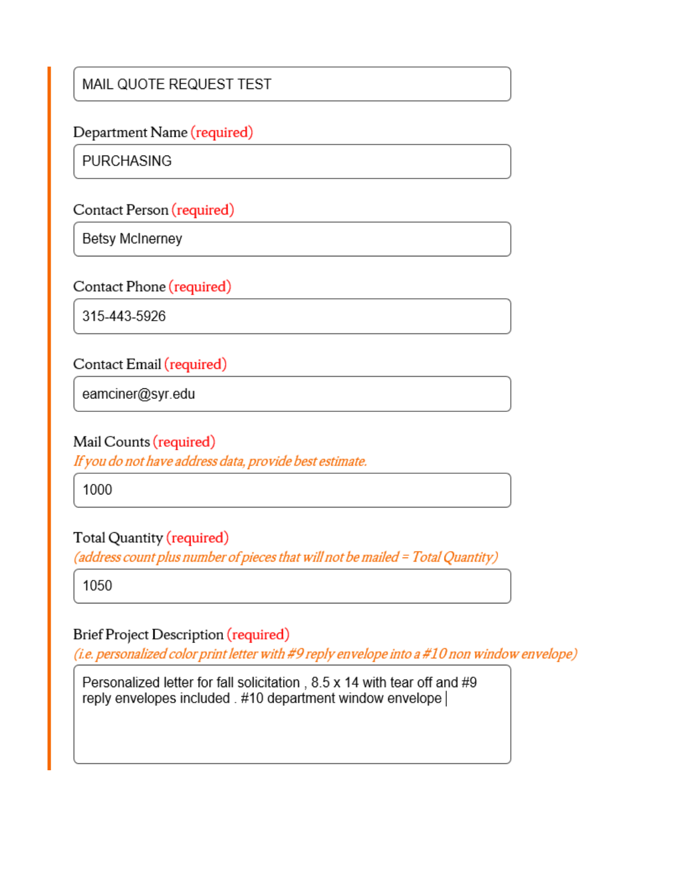MAIL QUOTE REQUEST TEST

Department Name (required)

PURCHASING

Contact Person (required)

Betsy McInerney

Contact Phone (required)

315-443-5926

Contact Email (required)

eamciner@syr.edu

Mail Counts (required)

*If you do not have address data, provide best estimate.*

1000

Total Quantity (required)

*(address count plus number of pieces that will not be mailed = Total Quantity)*

1050

Brief Project Description (required)

*(i.e. personalized color print letter with #9 reply envelope into a #10 non window envelope)*

Personalized letter for fall solicitation , 8.5 x 14 with tear off and #9 reply envelopes included . #10 department window envelope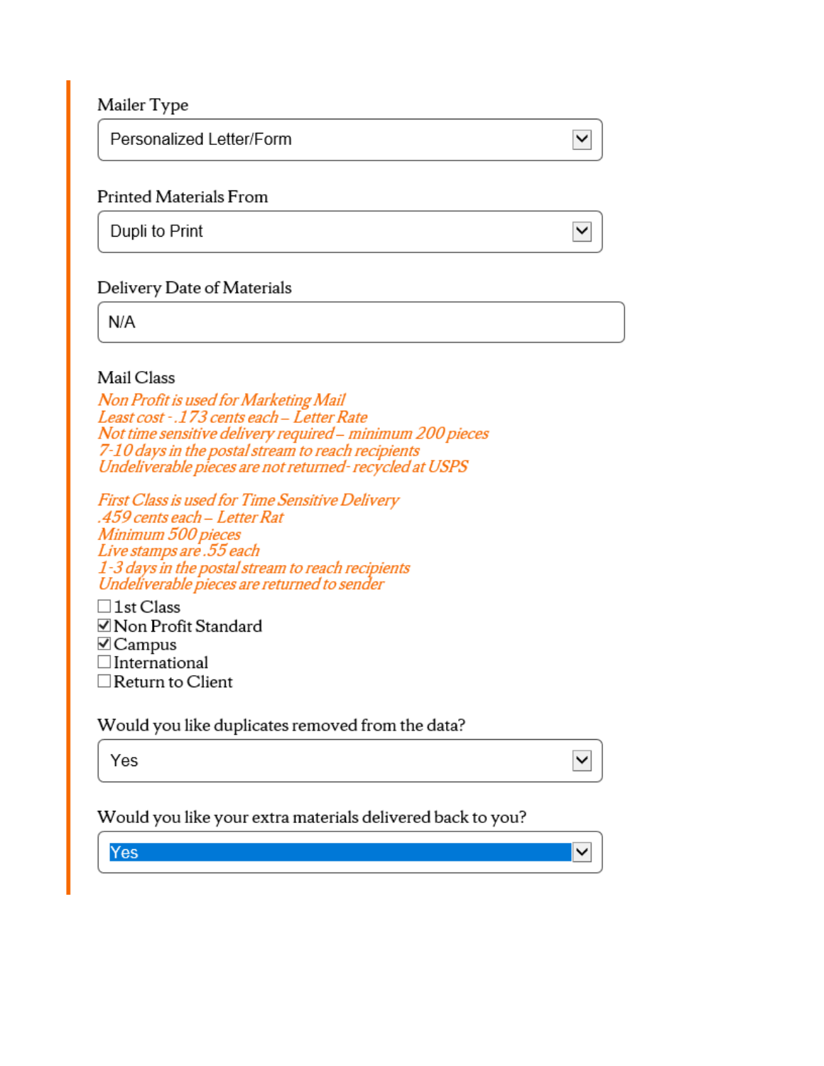Mailer Type

Personalized Letter/Form

Printed Materials From

Dupli to Print

Delivery Date of Materials

N/A

Mail Class

*Non Profit is used for Marketing Mail*
*Least cost - .173 cents each – Letter Rate*
*Not time sensitive delivery required – minimum 200 pieces*
*7-10 days in the postal stream to reach recipients*
*Undeliverable pieces are not returned- recycled at USPS*

*First Class is used for Time Sensitive Delivery*
*.459 cents each – Letter Rat*
*Minimum 500 pieces*
*Live stamps are .55 each*
*1-3 days in the postal stream to reach recipients*
*Undeliverable pieces are returned to sender*

- [ ] 1st Class
- [x] Non Profit Standard
- [x] Campus
- [ ] International
- [ ] Return to Client

Would you like duplicates removed from the data?

Yes

Would you like your extra materials delivered back to you?

Yes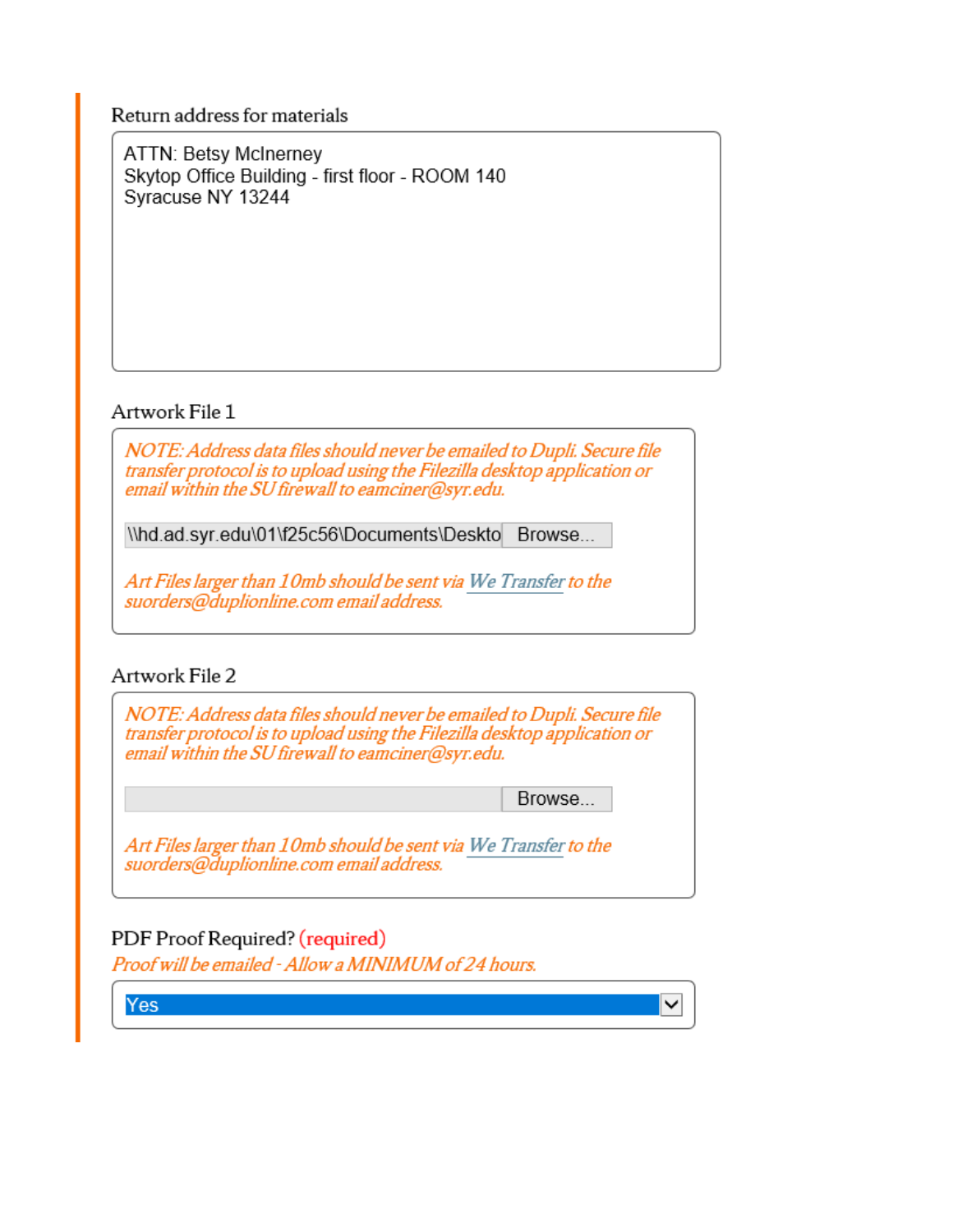Return address for materials

ATTN: Betsy McInerney
Skytop Office Building - first floor - ROOM 140
Syracuse NY 13244

Artwork File 1

*NOTE: Address data files should never be emailed to Dupli. Secure file transfer protocol is to upload using the Filezilla desktop application or email within the SU firewall to eamciner@syr.edu.*

\\hd.ad.syr.edu\01\f25c56\Documents\Deskto Browse...

*Art Files larger than 10mb should be sent via We Transfer to the suorders@duplionline.com email address.*

Artwork File 2

*NOTE: Address data files should never be emailed to Dupli. Secure file transfer protocol is to upload using the Filezilla desktop application or email within the SU firewall to eamciner@syr.edu.*

Browse...

*Art Files larger than 10mb should be sent via We Transfer to the suorders@duplionline.com email address.*

PDF Proof Required? (required)

*Proof will be emailed - Allow a MINIMUM of 24 hours.*

Yes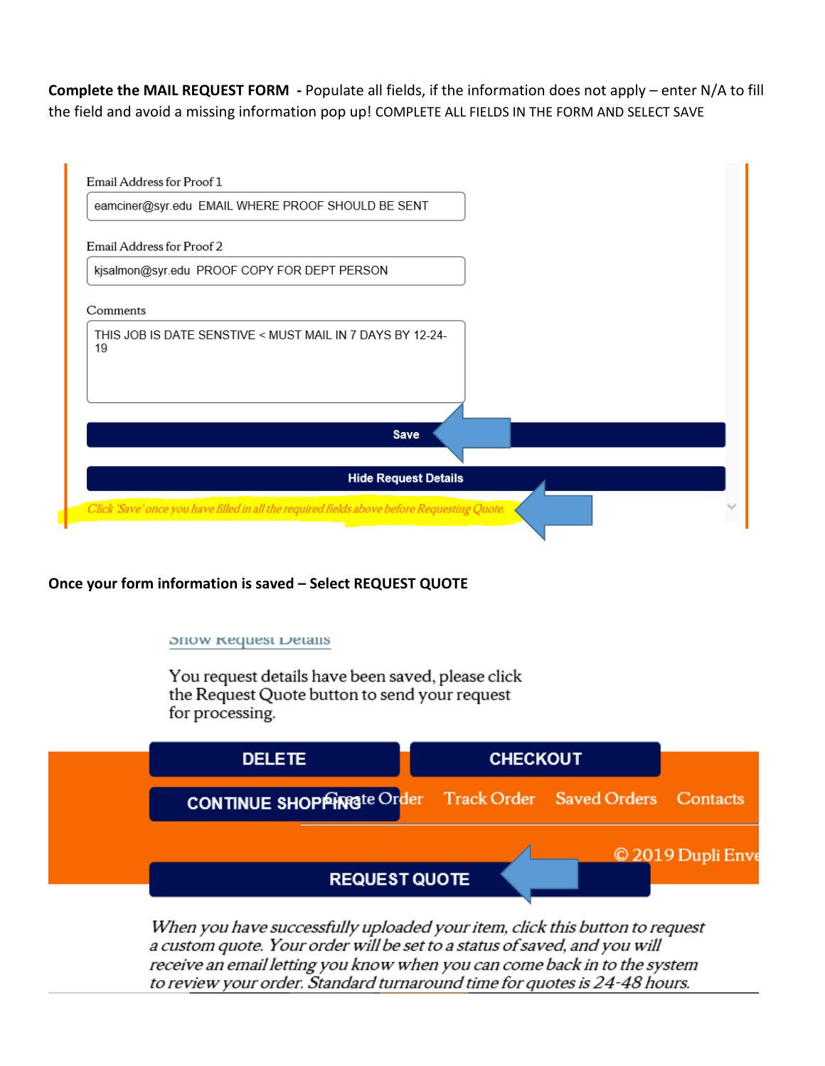**Complete the MAIL REQUEST FORM -** Populate all fields, if the information does not apply – enter N/A to fill the field and avoid a missing information pop up! COMPLETE ALL FIELDS IN THE FORM AND SELECT SAVE

Email Address for Proof 1

eamciner@syr.edu EMAIL WHERE PROOF SHOULD BE SENT

Email Address for Proof 2

kjsalmon@syr.edu PROOF COPY FOR DEPT PERSON

Comments

THIS JOB IS DATE SENSTIVE < MUST MAIL IN 7 DAYS BY 12-24-19

Save

Hide Request Details

*Click 'Save' once you have filled in all the required fields above before Requesting Quote.*

**Once your form information is saved – Select REQUEST QUOTE**

Show Request Details

You request details have been saved, please click the Request Quote button to send your request for processing.

DELETE CHECKOUT

CONTINUE SHOPPING Create Order Track Order Saved Orders Contacts

© 2019 Dupli Enve

REQUEST QUOTE

*When you have successfully uploaded your item, click this button to request a custom quote. Your order will be set to a status of saved, and you will receive an email letting you know when you can come back in to the system to review your order. Standard turnaround time for quotes is 24-48 hours.*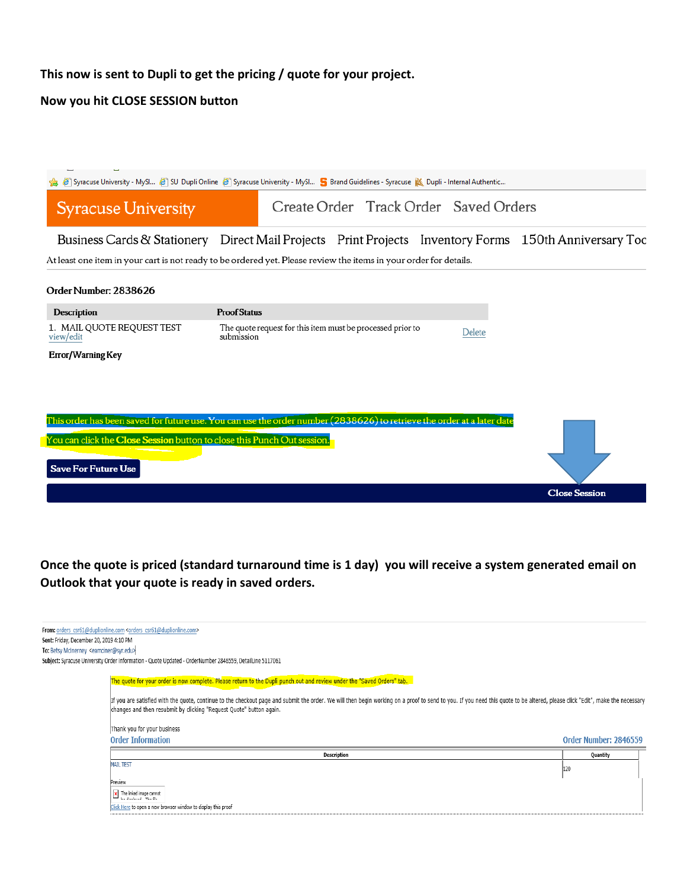**This now is sent to Dupli to get the pricing / quote for your project.**

**Now you hit CLOSE SESSION button**

Syracuse University - MySl... SU Dupli Online Syracuse University - MySl... Brand Guidelines - Syracuse Dupli - Internal Authentic...

Syracuse University | Create Order | Track Order | Saved Orders

Business Cards & Stationery | Direct Mail Projects | Print Projects | Inventory Forms | 150th Anniversary Too

At least one item in your cart is not ready to be ordered yet. Please review the items in your order for details.

**Order Number: 2838626**

| Description | Proof Status | |
|---|---|---|
| 1. MAIL QUOTE REQUEST TEST view/edit | The quote request for this item must be processed prior to submission | Delete |

**Error/Warning Key**

This order has been saved for future use. You can use the order number (2838626) to retrieve the order at a later date

You can click the **Close Session** button to close this Punch Out session.

**Save For Future Use**

**Close Session**

**Once the quote is priced (standard turnaround time is 1 day) you will receive a system generated email on Outlook that your quote is ready in saved orders.**

**From:** orders_csr61@duplionline.com <orders_csr61@duplionline.com>
**Sent:** Friday, December 20, 2019 4:10 PM
**To:** Betsy McInerney <eamciner@syr.edu>
**Subject:** Syracuse University Order Information - Quote Updated - OrderNumber 2846559, DetailLine 5117061

The quote for your order is now complete. Please return to the Dupli punch out and review under the "Saved Orders" tab.

If you are satisfied with the quote, continue to the checkout page and submit the order. We will then begin working on a proof to send to you. If you need this quote to be altered, please click "Edit", make the necessary changes and then resubmit by clicking "Request Quote" button again.

Thank you for your business

Order Information | Order Number: 2846559

| Description | Quantity |
|---|---|
| MAIL TEST | 120 |

Preview

The linked image cannot be displayed.

Click Here to open a new browser window to display this proof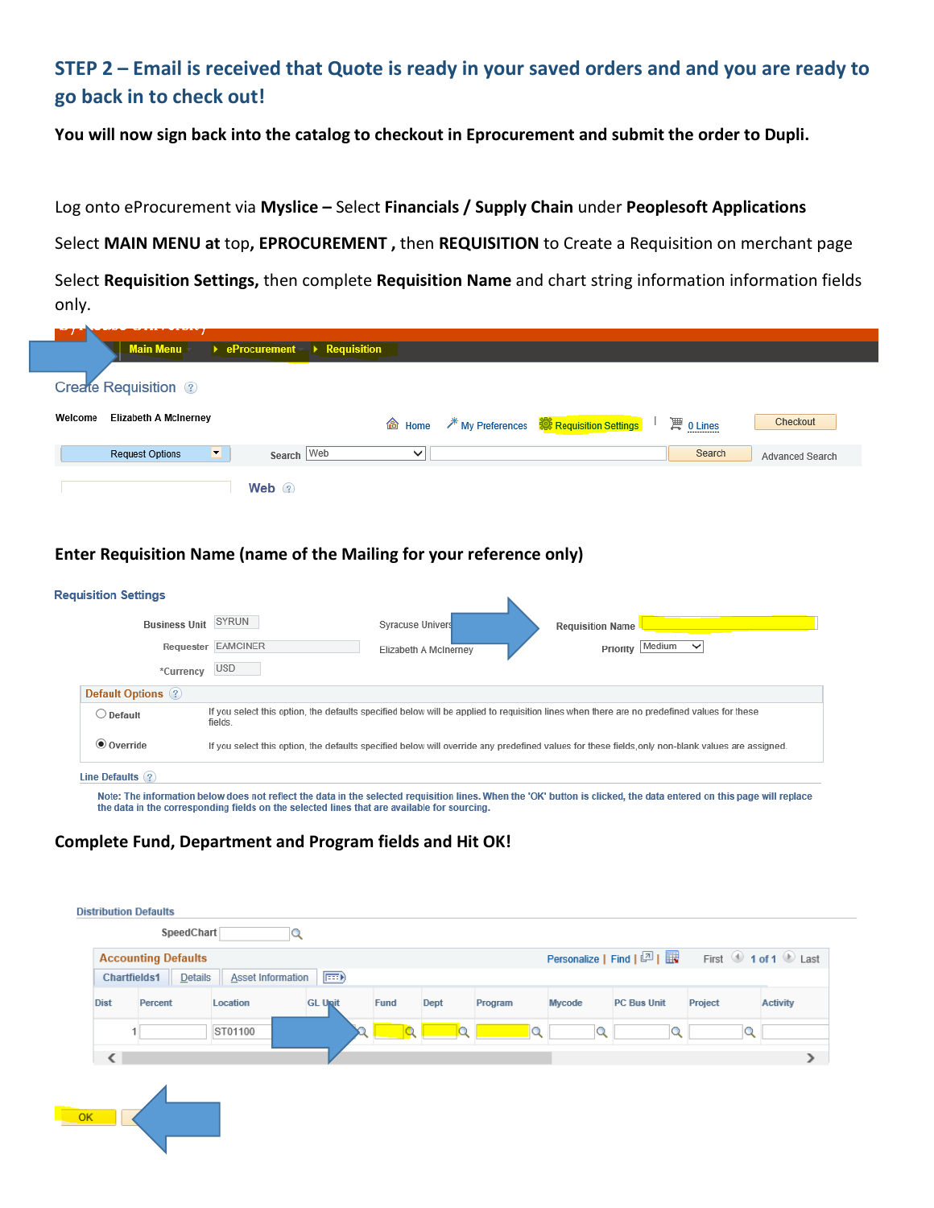## STEP 2 – Email is received that Quote is ready in your saved orders and and you are ready to go back in to check out!

**You will now sign back into the catalog to checkout in Eprocurement and submit the order to Dupli.**

Log onto eProcurement via **Myslice –** Select **Financials / Supply Chain** under **Peoplesoft Applications**

Select **MAIN MENU at** top, **EPROCUREMENT ,** then **REQUISITION** to Create a Requisition on merchant page

Select **Requisition Settings,** then complete **Requisition Name** and chart string information information fields only.

Main Menu ▸ eProcurement ▸ Requisition

Create Requisition

Welcome Elizabeth A McInerney

Home | My Preferences | Requisition Settings | 0 Lines | Checkout

Request Options | Search Web | Search | Advanced Search

Web

**Enter Requisition Name (name of the Mailing for your reference only)**

Requisition Settings

Business Unit SYRUN Syracuse Univers | Requisition Name
Requester EAMCINER Elizabeth A McInerney | Priority Medium
*Currency USD

Default Options

- Default — If you select this option, the defaults specified below will be applied to requisition lines when there are no predefined values for these fields.
- Override — If you select this option, the defaults specified below will override any predefined values for these fields,only non-blank values are assigned.

Line Defaults

Note: The information below does not reflect the data in the selected requisition lines. When the 'OK' button is clicked, the data entered on this page will replace the data in the corresponding fields on the selected lines that are available for sourcing.

**Complete Fund, Department and Program fields and Hit OK!**

Distribution Defaults

SpeedChart

Accounting Defaults — Personalize | Find | First 1 of 1 Last

Chartfields1 | Details | Asset Information

| Dist | Percent | Location | GL Unit | Fund | Dept | Program | Mycode | PC Bus Unit | Project | Activity |
|---|---|---|---|---|---|---|---|---|---|---|
| 1 | | ST01100 | | | | | | | | |

OK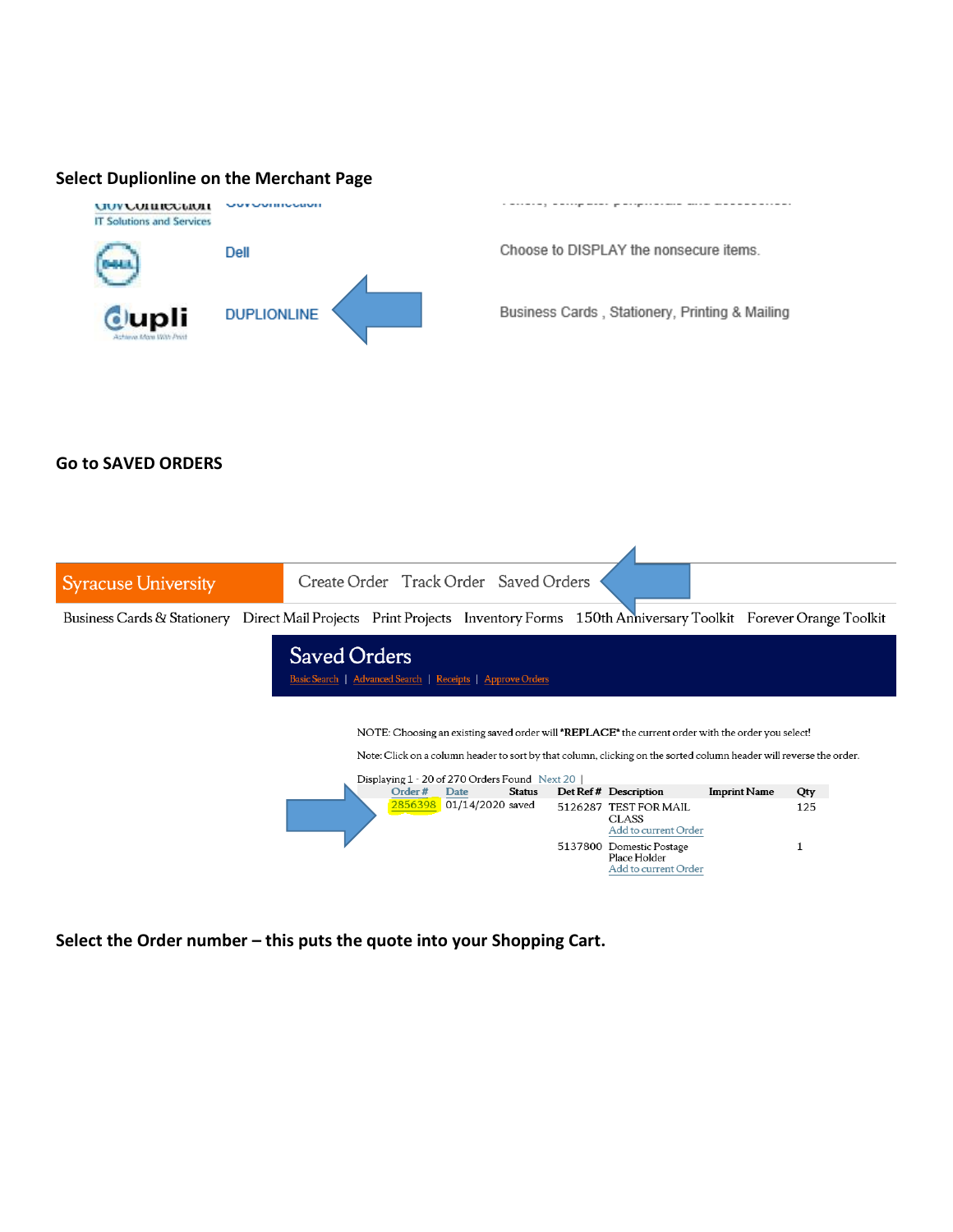**Select Duplionline on the Merchant Page**

| | | |
|---|---|---|
| GovConnection IT Solutions and Services | GovConnection | |
| Dell | Dell | Choose to DISPLAY the nonsecure items. |
| dupli Achieve More With Print | DUPLIONLINE | Business Cards , Stationery, Printing & Mailing |

**Go to SAVED ORDERS**

Syracuse University | Create Order | Track Order | Saved Orders

Business Cards & Stationery | Direct Mail Projects | Print Projects | Inventory Forms | 150th Anniversary Toolkit | Forever Orange Toolkit

## Saved Orders

Basic Search | Advanced Search | Receipts | Approve Orders

NOTE: Choosing an existing saved order will *REPLACE* the current order with the order you select!

Note: Click on a column header to sort by that column, clicking on the sorted column header will reverse the order.

Displaying 1 - 20 of 270 Orders Found Next 20 |

| Order # | Date | Status | Det Ref # | Description | Imprint Name | Qty |
|---|---|---|---|---|---|---|
| 2856398 | 01/14/2020 | saved | 5126287 | TEST FOR MAIL CLASS Add to current Order | | 125 |
| | | | 5137800 | Domestic Postage Place Holder Add to current Order | | 1 |

**Select the Order number – this puts the quote into your Shopping Cart.**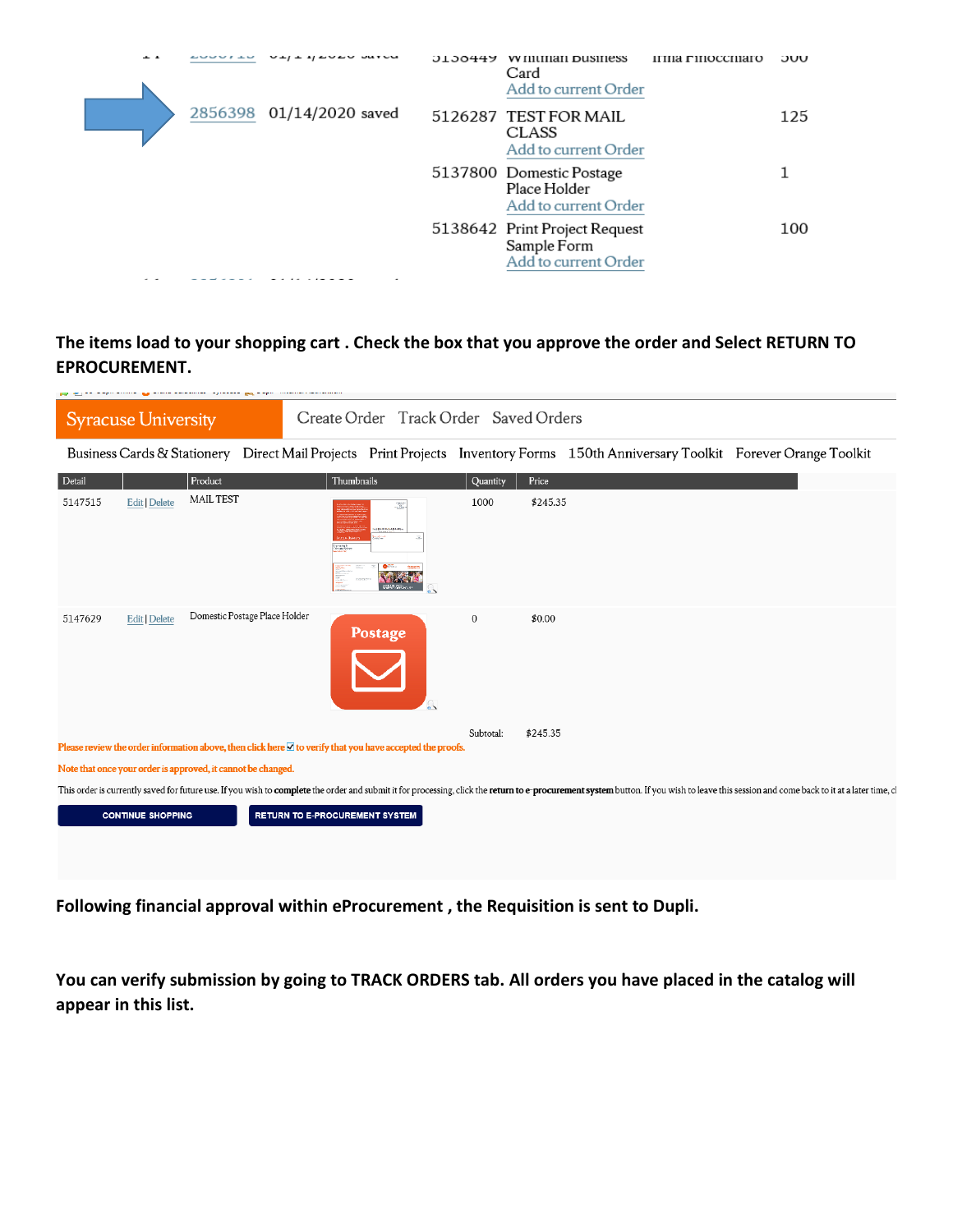| | | | | | |
|---|---|---|---|---|---|
| 2856398 | 01/14/2020 saved | 5126287 | TEST FOR MAIL CLASS<br>Add to current Order | | 125 |
| | | 5137800 | Domestic Postage Place Holder<br>Add to current Order | | 1 |
| | | 5138642 | Print Project Request Sample Form<br>Add to current Order | | 100 |

**The items load to your shopping cart . Check the box that you approve the order and Select RETURN TO EPROCUREMENT.**

Syracuse University | Create Order | Track Order | Saved Orders

Business Cards & Stationery | Direct Mail Projects | Print Projects | Inventory Forms | 150th Anniversary Toolkit | Forever Orange Toolkit

| Detail | | Product | Thumbnails | Quantity | Price |
|---|---|---|---|---|---|
| 5147515 | Edit \| Delete | MAIL TEST | | 1000 | $245.35 |
| 5147629 | Edit \| Delete | Domestic Postage Place Holder | Postage | 0 | $0.00 |
| | | | | Subtotal: | $245.35 |

Please review the order information above, then click here ☑ to verify that you have accepted the proofs.

Note that once your order is approved, it cannot be changed.

This order is currently saved for future use. If you wish to **complete** the order and submit it for processing, click the **return to e-procurement system** button. If you wish to leave this session and come back to it at a later time, cl

CONTINUE SHOPPING | RETURN TO E-PROCUREMENT SYSTEM

**Following financial approval within eProcurement , the Requisition is sent to Dupli.**

**You can verify submission by going to TRACK ORDERS tab. All orders you have placed in the catalog will appear in this list.**